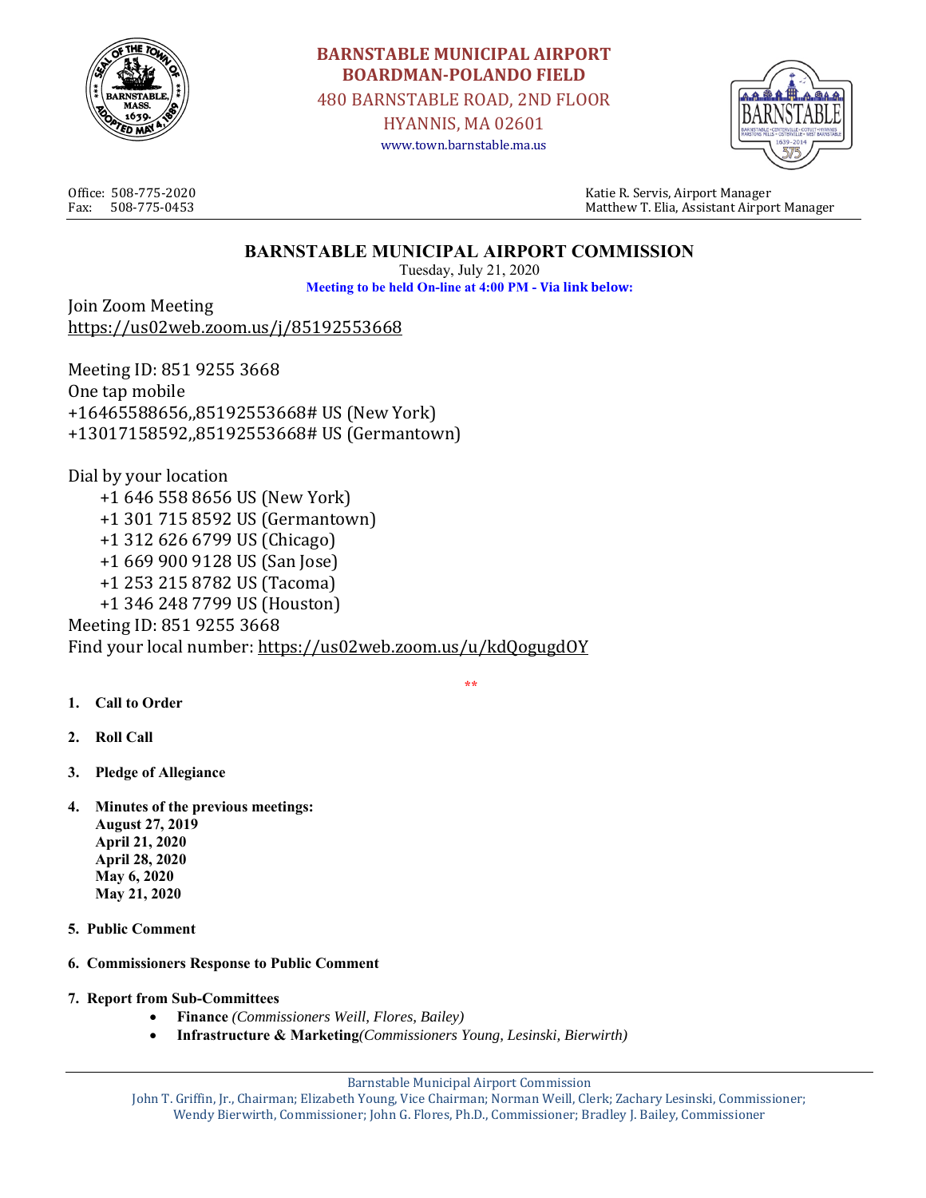# BARNSTABLE MUNICIPAL AIRPORT
## BOARDMAN-POLANDO FIELD

480 BARNSTABLE ROAD, 2ND FLOOR
HYANNIS, MA 02601
www.town.barnstable.ma.us

Office: 508-775-2020
Fax: 508-775-0453

Katie R. Servis, Airport Manager
Matthew T. Elia, Assistant Airport Manager

## BARNSTABLE MUNICIPAL AIRPORT COMMISSION

Tuesday, July 21, 2020

**Meeting to be held On-line at 4:00 PM - Via link below:**

Join Zoom Meeting
https://us02web.zoom.us/j/85192553668

Meeting ID: 851 9255 3668
One tap mobile
+16465588656,,85192553668# US (New York)
+13017158592,,85192553668# US (Germantown)

Dial by your location
- +1 646 558 8656 US (New York)
- +1 301 715 8592 US (Germantown)
- +1 312 626 6799 US (Chicago)
- +1 669 900 9128 US (San Jose)
- +1 253 215 8782 US (Tacoma)
- +1 346 248 7799 US (Houston)

Meeting ID: 851 9255 3668
Find your local number: https://us02web.zoom.us/u/kdQogugdOY

**

1. **Call to Order**
2. **Roll Call**
3. **Pledge of Allegiance**
4. **Minutes of the previous meetings:**
   **August 27, 2019**
   **April 21, 2020**
   **April 28, 2020**
   **May 6, 2020**
   **May 21, 2020**
5. **Public Comment**
6. **Commissioners Response to Public Comment**
7. **Report from Sub-Committees**
   - **Finance** *(Commissioners Weill, Flores, Bailey)*
   - **Infrastructure & Marketing** *(Commissioners Young, Lesinski, Bierwirth)*

Barnstable Municipal Airport Commission
John T. Griffin, Jr., Chairman; Elizabeth Young, Vice Chairman; Norman Weill, Clerk; Zachary Lesinski, Commissioner; Wendy Bierwirth, Commissioner; John G. Flores, Ph.D., Commissioner; Bradley J. Bailey, Commissioner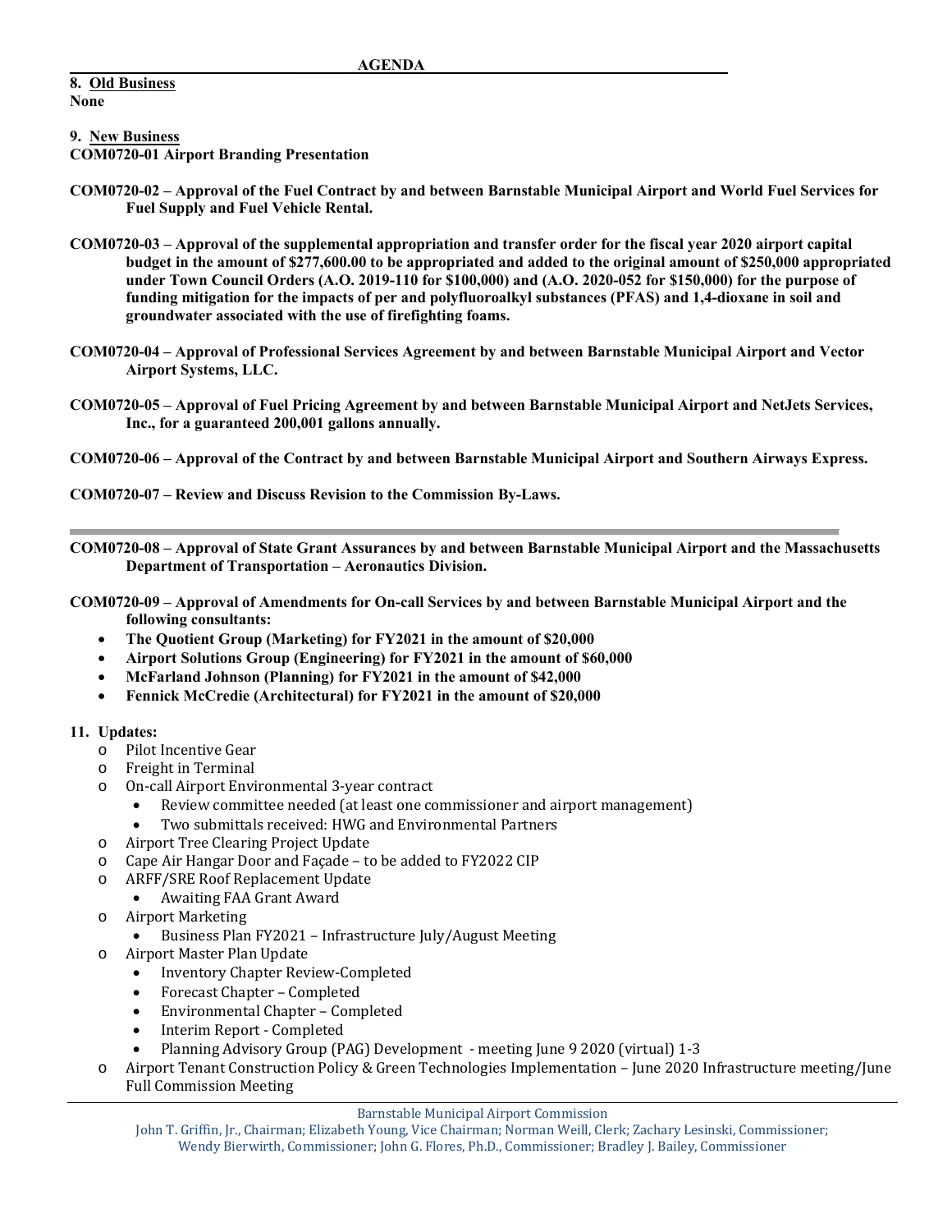**AGENDA**

**8. Old Business**

**None**

**9. New Business**

**COM0720-01 Airport Branding Presentation**

**COM0720-02 – Approval of the Fuel Contract by and between Barnstable Municipal Airport and World Fuel Services for Fuel Supply and Fuel Vehicle Rental.**

**COM0720-03 – Approval of the supplemental appropriation and transfer order for the fiscal year 2020 airport capital budget in the amount of $277,600.00 to be appropriated and added to the original amount of $250,000 appropriated under Town Council Orders (A.O. 2019-110 for $100,000) and (A.O. 2020-052 for $150,000) for the purpose of funding mitigation for the impacts of per and polyfluoroalkyl substances (PFAS) and 1,4-dioxane in soil and groundwater associated with the use of firefighting foams.**

**COM0720-04 – Approval of Professional Services Agreement by and between Barnstable Municipal Airport and Vector Airport Systems, LLC.**

**COM0720-05 – Approval of Fuel Pricing Agreement by and between Barnstable Municipal Airport and NetJets Services, Inc., for a guaranteed 200,001 gallons annually.**

**COM0720-06 – Approval of the Contract by and between Barnstable Municipal Airport and Southern Airways Express.**

**COM0720-07 – Review and Discuss Revision to the Commission By-Laws.**

---

**COM0720-08 – Approval of State Grant Assurances by and between Barnstable Municipal Airport and the Massachusetts Department of Transportation – Aeronautics Division.**

**COM0720-09 – Approval of Amendments for On-call Services by and between Barnstable Municipal Airport and the following consultants:**

- **The Quotient Group (Marketing) for FY2021 in the amount of $20,000**
- **Airport Solutions Group (Engineering) for FY2021 in the amount of $60,000**
- **McFarland Johnson (Planning) for FY2021 in the amount of $42,000**
- **Fennick McCredie (Architectural) for FY2021 in the amount of $20,000**

**11. Updates:**

- Pilot Incentive Gear
- Freight in Terminal
- On-call Airport Environmental 3-year contract
  - Review committee needed (at least one commissioner and airport management)
  - Two submittals received: HWG and Environmental Partners
- Airport Tree Clearing Project Update
- Cape Air Hangar Door and Façade – to be added to FY2022 CIP
- ARFF/SRE Roof Replacement Update
  - Awaiting FAA Grant Award
- Airport Marketing
  - Business Plan FY2021 – Infrastructure July/August Meeting
- Airport Master Plan Update
  - Inventory Chapter Review-Completed
  - Forecast Chapter – Completed
  - Environmental Chapter – Completed
  - Interim Report - Completed
  - Planning Advisory Group (PAG) Development - meeting June 9 2020 (virtual) 1-3
- Airport Tenant Construction Policy & Green Technologies Implementation – June 2020 Infrastructure meeting/June Full Commission Meeting

Barnstable Municipal Airport Commission
John T. Griffin, Jr., Chairman; Elizabeth Young, Vice Chairman; Norman Weill, Clerk; Zachary Lesinski, Commissioner; Wendy Bierwirth, Commissioner; John G. Flores, Ph.D., Commissioner; Bradley J. Bailey, Commissioner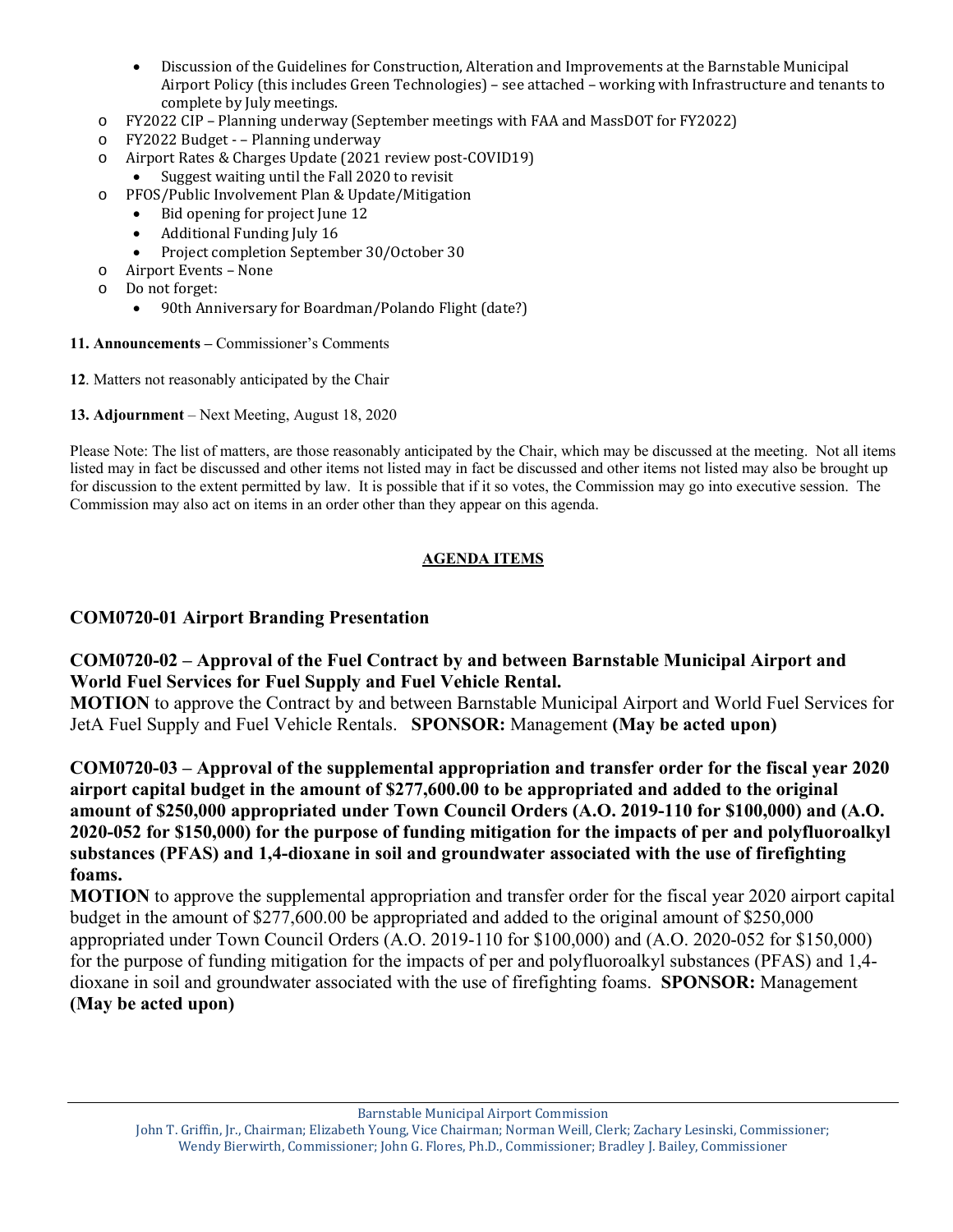- Discussion of the Guidelines for Construction, Alteration and Improvements at the Barnstable Municipal Airport Policy (this includes Green Technologies) – see attached – working with Infrastructure and tenants to complete by July meetings.
  - FY2022 CIP – Planning underway (September meetings with FAA and MassDOT for FY2022)
  - FY2022 Budget - – Planning underway
  - Airport Rates & Charges Update (2021 review post-COVID19)
    - Suggest waiting until the Fall 2020 to revisit
  - PFOS/Public Involvement Plan & Update/Mitigation
    - Bid opening for project June 12
    - Additional Funding July 16
    - Project completion September 30/October 30
  - Airport Events – None
  - Do not forget:
    - 90th Anniversary for Boardman/Polando Flight (date?)

**11. Announcements –** Commissioner's Comments

**12**. Matters not reasonably anticipated by the Chair

**13. Adjournment** – Next Meeting, August 18, 2020

Please Note: The list of matters, are those reasonably anticipated by the Chair, which may be discussed at the meeting. Not all items listed may in fact be discussed and other items not listed may in fact be discussed and other items not listed may also be brought up for discussion to the extent permitted by law. It is possible that if it so votes, the Commission may go into executive session. The Commission may also act on items in an order other than they appear on this agenda.

**AGENDA ITEMS**

## COM0720-01 Airport Branding Presentation

## COM0720-02 – Approval of the Fuel Contract by and between Barnstable Municipal Airport and World Fuel Services for Fuel Supply and Fuel Vehicle Rental.

**MOTION** to approve the Contract by and between Barnstable Municipal Airport and World Fuel Services for JetA Fuel Supply and Fuel Vehicle Rentals. **SPONSOR:** Management **(May be acted upon)**

## COM0720-03 – Approval of the supplemental appropriation and transfer order for the fiscal year 2020 airport capital budget in the amount of $277,600.00 to be appropriated and added to the original amount of $250,000 appropriated under Town Council Orders (A.O. 2019-110 for $100,000) and (A.O. 2020-052 for $150,000) for the purpose of funding mitigation for the impacts of per and polyfluoroalkyl substances (PFAS) and 1,4-dioxane in soil and groundwater associated with the use of firefighting foams.

**MOTION** to approve the supplemental appropriation and transfer order for the fiscal year 2020 airport capital budget in the amount of $277,600.00 be appropriated and added to the original amount of $250,000 appropriated under Town Council Orders (A.O. 2019-110 for $100,000) and (A.O. 2020-052 for $150,000) for the purpose of funding mitigation for the impacts of per and polyfluoroalkyl substances (PFAS) and 1,4-dioxane in soil and groundwater associated with the use of firefighting foams. **SPONSOR:** Management **(May be acted upon)**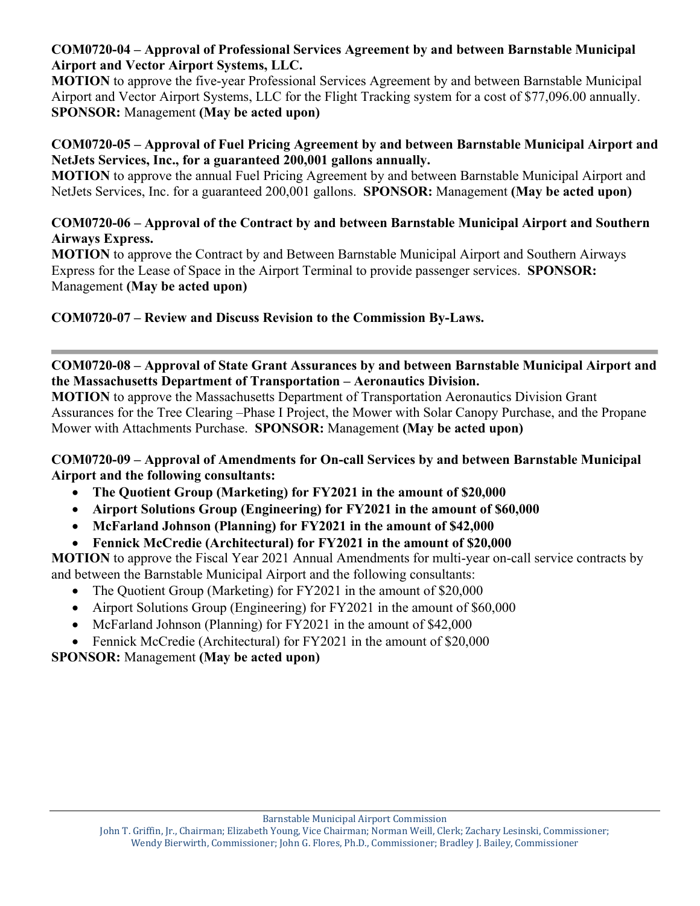**COM0720-04 – Approval of Professional Services Agreement by and between Barnstable Municipal Airport and Vector Airport Systems, LLC.**
**MOTION** to approve the five-year Professional Services Agreement by and between Barnstable Municipal Airport and Vector Airport Systems, LLC for the Flight Tracking system for a cost of $77,096.00 annually. **SPONSOR:** Management **(May be acted upon)**

**COM0720-05 – Approval of Fuel Pricing Agreement by and between Barnstable Municipal Airport and NetJets Services, Inc., for a guaranteed 200,001 gallons annually.**
**MOTION** to approve the annual Fuel Pricing Agreement by and between Barnstable Municipal Airport and NetJets Services, Inc. for a guaranteed 200,001 gallons. **SPONSOR:** Management **(May be acted upon)**

**COM0720-06 – Approval of the Contract by and between Barnstable Municipal Airport and Southern Airways Express.**
**MOTION** to approve the Contract by and Between Barnstable Municipal Airport and Southern Airways Express for the Lease of Space in the Airport Terminal to provide passenger services. **SPONSOR:** Management **(May be acted upon)**

**COM0720-07 – Review and Discuss Revision to the Commission By-Laws.**

---

**COM0720-08 – Approval of State Grant Assurances by and between Barnstable Municipal Airport and the Massachusetts Department of Transportation – Aeronautics Division.**
**MOTION** to approve the Massachusetts Department of Transportation Aeronautics Division Grant Assurances for the Tree Clearing –Phase I Project, the Mower with Solar Canopy Purchase, and the Propane Mower with Attachments Purchase. **SPONSOR:** Management **(May be acted upon)**

**COM0720-09 – Approval of Amendments for On-call Services by and between Barnstable Municipal Airport and the following consultants:**

- **The Quotient Group (Marketing) for FY2021 in the amount of $20,000**
- **Airport Solutions Group (Engineering) for FY2021 in the amount of $60,000**
- **McFarland Johnson (Planning) for FY2021 in the amount of $42,000**
- **Fennick McCredie (Architectural) for FY2021 in the amount of $20,000**

**MOTION** to approve the Fiscal Year 2021 Annual Amendments for multi-year on-call service contracts by and between the Barnstable Municipal Airport and the following consultants:

- The Quotient Group (Marketing) for FY2021 in the amount of $20,000
- Airport Solutions Group (Engineering) for FY2021 in the amount of $60,000
- McFarland Johnson (Planning) for FY2021 in the amount of $42,000
- Fennick McCredie (Architectural) for FY2021 in the amount of $20,000

**SPONSOR:** Management **(May be acted upon)**